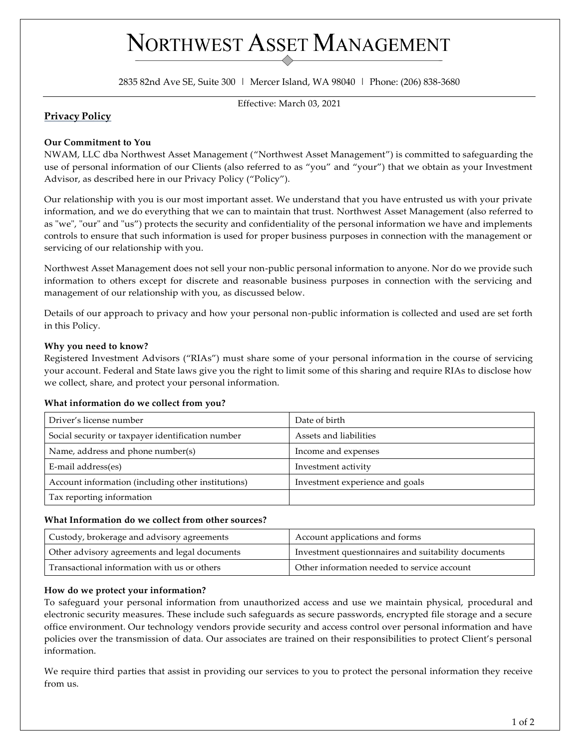# Northwest Asset Management

2835 82nd Ave SE, Suite 300 | Mercer Island, WA 98040 | Phone: (206) 838-3680

Effective: March 03, 2021

## Privacy Policy

**Our Commitment to You**

NWAM, LLC dba Northwest Asset Management ("Northwest Asset Management") is committed to safeguarding the use of personal information of our Clients (also referred to as "you" and "your") that we obtain as your Investment Advisor, as described here in our Privacy Policy ("Policy").

Our relationship with you is our most important asset. We understand that you have entrusted us with your private information, and we do everything that we can to maintain that trust. Northwest Asset Management (also referred to as "we", "our" and "us") protects the security and confidentiality of the personal information we have and implements controls to ensure that such information is used for proper business purposes in connection with the management or servicing of our relationship with you.

Northwest Asset Management does not sell your non-public personal information to anyone. Nor do we provide such information to others except for discrete and reasonable business purposes in connection with the servicing and management of our relationship with you, as discussed below.

Details of our approach to privacy and how your personal non-public information is collected and used are set forth in this Policy.

**Why you need to know?**

Registered Investment Advisors ("RIAs") must share some of your personal information in the course of servicing your account. Federal and State laws give you the right to limit some of this sharing and require RIAs to disclose how we collect, share, and protect your personal information.

**What information do we collect from you?**

| | |
|---|---|
| Driver's license number | Date of birth |
| Social security or taxpayer identification number | Assets and liabilities |
| Name, address and phone number(s) | Income and expenses |
| E-mail address(es) | Investment activity |
| Account information (including other institutions) | Investment experience and goals |
| Tax reporting information | |

**What Information do we collect from other sources?**

| | |
|---|---|
| Custody, brokerage and advisory agreements | Account applications and forms |
| Other advisory agreements and legal documents | Investment questionnaires and suitability documents |
| Transactional information with us or others | Other information needed to service account |

**How do we protect your information?**

To safeguard your personal information from unauthorized access and use we maintain physical, procedural and electronic security measures. These include such safeguards as secure passwords, encrypted file storage and a secure office environment. Our technology vendors provide security and access control over personal information and have policies over the transmission of data. Our associates are trained on their responsibilities to protect Client's personal information.

We require third parties that assist in providing our services to you to protect the personal information they receive from us.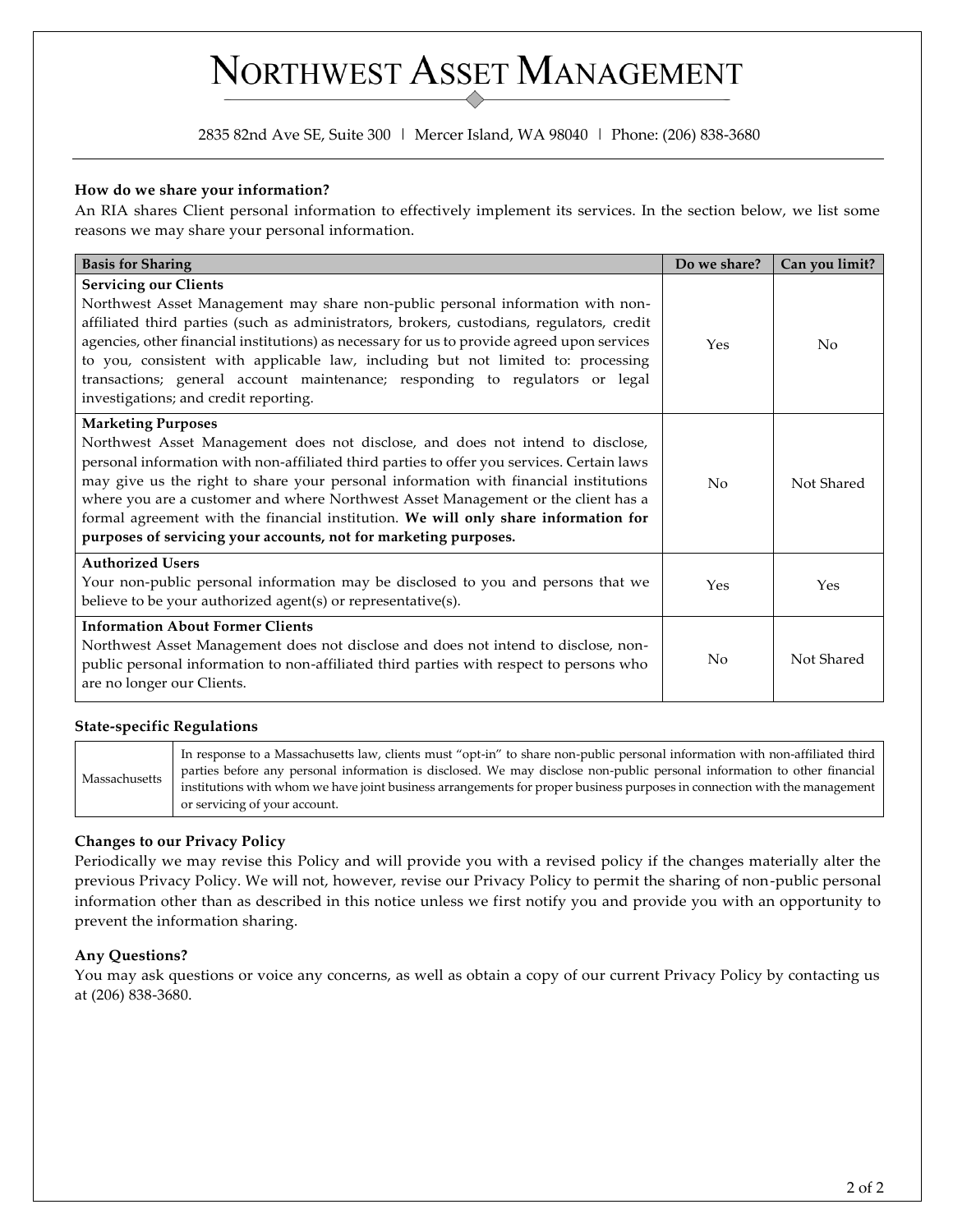# Northwest Asset Management

2835 82nd Ave SE, Suite 300 | Mercer Island, WA 98040 | Phone: (206) 838-3680

**How do we share your information?**

An RIA shares Client personal information to effectively implement its services. In the section below, we list some reasons we may share your personal information.

| Basis for Sharing | Do we share? | Can you limit? |
|---|---|---|
| **Servicing our Clients**<br>Northwest Asset Management may share non-public personal information with non-affiliated third parties (such as administrators, brokers, custodians, regulators, credit agencies, other financial institutions) as necessary for us to provide agreed upon services to you, consistent with applicable law, including but not limited to: processing transactions; general account maintenance; responding to regulators or legal investigations; and credit reporting. | Yes | No |
| **Marketing Purposes**<br>Northwest Asset Management does not disclose, and does not intend to disclose, personal information with non-affiliated third parties to offer you services. Certain laws may give us the right to share your personal information with financial institutions where you are a customer and where Northwest Asset Management or the client has a formal agreement with the financial institution. **We will only share information for purposes of servicing your accounts, not for marketing purposes.** | No | Not Shared |
| **Authorized Users**<br>Your non-public personal information may be disclosed to you and persons that we believe to be your authorized agent(s) or representative(s). | Yes | Yes |
| **Information About Former Clients**<br>Northwest Asset Management does not disclose and does not intend to disclose, non-public personal information to non-affiliated third parties with respect to persons who are no longer our Clients. | No | Not Shared |

**State-specific Regulations**

| | |
|---|---|
| Massachusetts | In response to a Massachusetts law, clients must "opt-in" to share non-public personal information with non-affiliated third parties before any personal information is disclosed. We may disclose non-public personal information to other financial institutions with whom we have joint business arrangements for proper business purposes in connection with the management or servicing of your account. |

**Changes to our Privacy Policy**

Periodically we may revise this Policy and will provide you with a revised policy if the changes materially alter the previous Privacy Policy. We will not, however, revise our Privacy Policy to permit the sharing of non-public personal information other than as described in this notice unless we first notify you and provide you with an opportunity to prevent the information sharing.

**Any Questions?**

You may ask questions or voice any concerns, as well as obtain a copy of our current Privacy Policy by contacting us at (206) 838-3680.